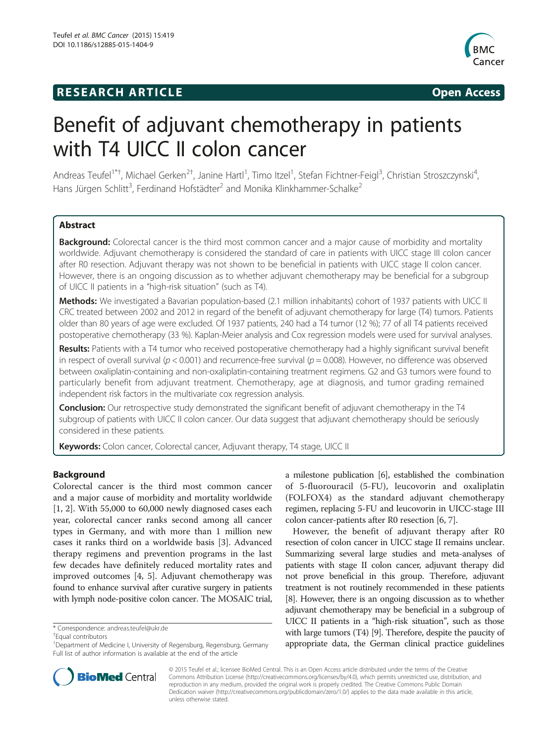**RESEARCH ARTICLE** **Open Access**

# Benefit of adjuvant chemotherapy in patients with T4 UICC II colon cancer

Andreas Teufel[1*†], Michael Gerken[2†], Janine Hartl[1], Timo Itzel[1], Stefan Fichtner-Feigl[3], Christian Stroszczynski[4], Hans Jürgen Schlitt[3], Ferdinand Hofstädter[2] and Monika Klinkhammer-Schalke[2]

## Abstract

**Background:** Colorectal cancer is the third most common cancer and a major cause of morbidity and mortality worldwide. Adjuvant chemotherapy is considered the standard of care in patients with UICC stage III colon cancer after R0 resection. Adjuvant therapy was not shown to be beneficial in patients with UICC stage II colon cancer. However, there is an ongoing discussion as to whether adjuvant chemotherapy may be beneficial for a subgroup of UICC II patients in a "high-risk situation" (such as T4).

**Methods:** We investigated a Bavarian population-based (2.1 million inhabitants) cohort of 1937 patients with UICC II CRC treated between 2002 and 2012 in regard of the benefit of adjuvant chemotherapy for large (T4) tumors. Patients older than 80 years of age were excluded. Of 1937 patients, 240 had a T4 tumor (12 %); 77 of all T4 patients received postoperative chemotherapy (33 %). Kaplan-Meier analysis and Cox regression models were used for survival analyses.

**Results:** Patients with a T4 tumor who received postoperative chemotherapy had a highly significant survival benefit in respect of overall survival ($p < 0.001$) and recurrence-free survival ($p = 0.008$). However, no difference was observed between oxaliplatin-containing and non-oxaliplatin-containing treatment regimens. G2 and G3 tumors were found to particularly benefit from adjuvant treatment. Chemotherapy, age at diagnosis, and tumor grading remained independent risk factors in the multivariate cox regression analysis.

**Conclusion:** Our retrospective study demonstrated the significant benefit of adjuvant chemotherapy in the T4 subgroup of patients with UICC II colon cancer. Our data suggest that adjuvant chemotherapy should be seriously considered in these patients.

**Keywords:** Colon cancer, Colorectal cancer, Adjuvant therapy, T4 stage, UICC II

## Background

Colorectal cancer is the third most common cancer and a major cause of morbidity and mortality worldwide [1, 2]. With 55,000 to 60,000 newly diagnosed cases each year, colorectal cancer ranks second among all cancer types in Germany, and with more than 1 million new cases it ranks third on a worldwide basis [3]. Advanced therapy regimens and prevention programs in the last few decades have definitely reduced mortality rates and improved outcomes [4, 5]. Adjuvant chemotherapy was found to enhance survival after curative surgery in patients with lymph node-positive colon cancer. The MOSAIC trial, a milestone publication [6], established the combination of 5-fluorouracil (5-FU), leucovorin and oxaliplatin (FOLFOX4) as the standard adjuvant chemotherapy regimen, replacing 5-FU and leucovorin in UICC-stage III colon cancer-patients after R0 resection [6, 7].

However, the benefit of adjuvant therapy after R0 resection of colon cancer in UICC stage II remains unclear. Summarizing several large studies and meta-analyses of patients with stage II colon cancer, adjuvant therapy did not prove beneficial in this group. Therefore, adjuvant treatment is not routinely recommended in these patients [8]. However, there is an ongoing discussion as to whether adjuvant chemotherapy may be beneficial in a subgroup of UICC II patients in a "high-risk situation", such as those with large tumors (T4) [9]. Therefore, despite the paucity of appropriate data, the German clinical practice guidelines

* Correspondence: andreas.teufel@ukr.de
†Equal contributors
[1]Department of Medicine I, University of Regensburg, Regensburg, Germany
Full list of author information is available at the end of the article

© 2015 Teufel et al.; licensee BioMed Central. This is an Open Access article distributed under the terms of the Creative Commons Attribution License (http://creativecommons.org/licenses/by/4.0), which permits unrestricted use, distribution, and reproduction in any medium, provided the original work is properly credited. The Creative Commons Public Domain Dedication waiver (http://creativecommons.org/publicdomain/zero/1.0/) applies to the data made available in this article, unless otherwise stated.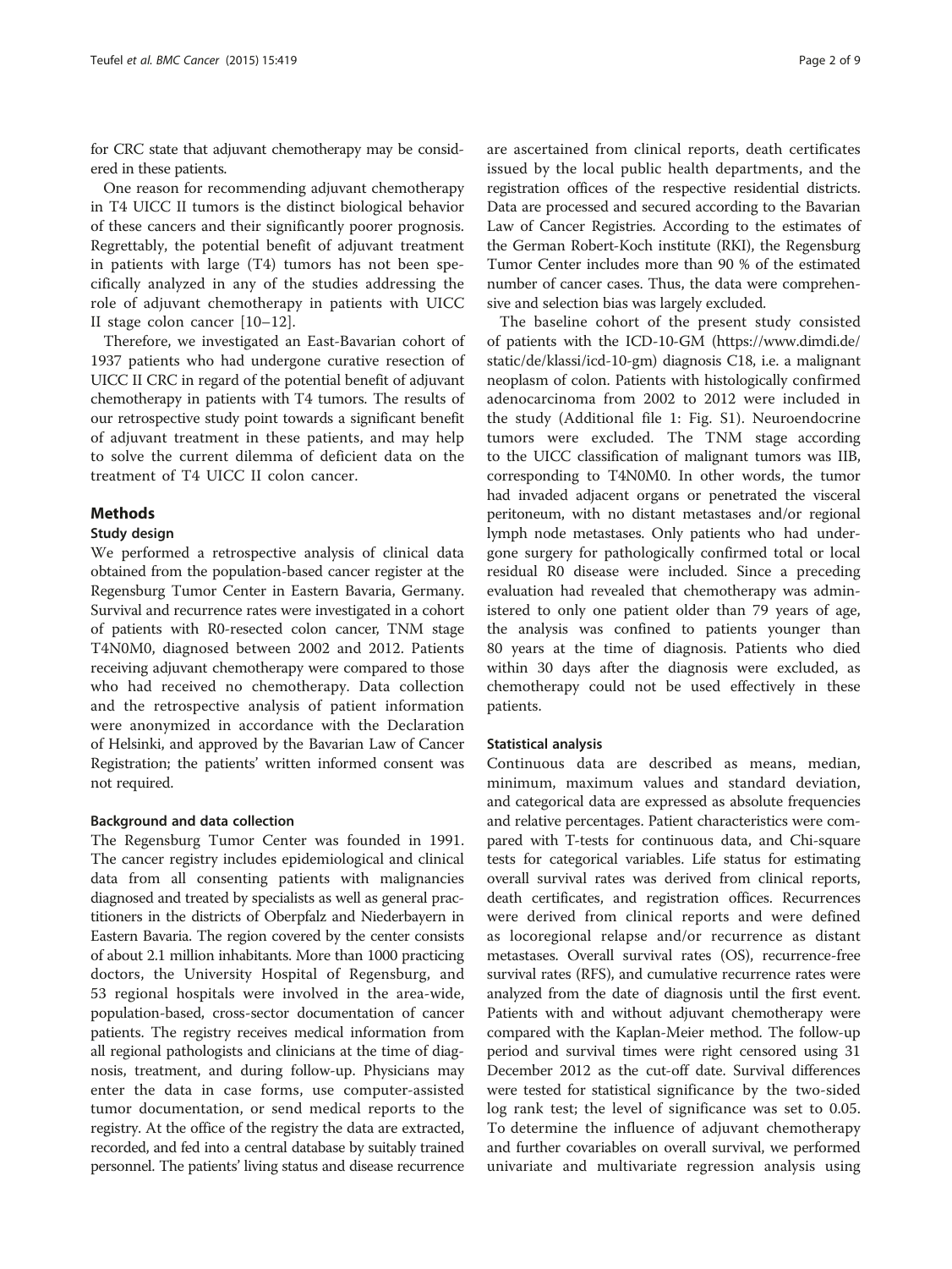for CRC state that adjuvant chemotherapy may be considered in these patients.

One reason for recommending adjuvant chemotherapy in T4 UICC II tumors is the distinct biological behavior of these cancers and their significantly poorer prognosis. Regrettably, the potential benefit of adjuvant treatment in patients with large (T4) tumors has not been specifically analyzed in any of the studies addressing the role of adjuvant chemotherapy in patients with UICC II stage colon cancer [10–12].

Therefore, we investigated an East-Bavarian cohort of 1937 patients who had undergone curative resection of UICC II CRC in regard of the potential benefit of adjuvant chemotherapy in patients with T4 tumors. The results of our retrospective study point towards a significant benefit of adjuvant treatment in these patients, and may help to solve the current dilemma of deficient data on the treatment of T4 UICC II colon cancer.

## Methods

### Study design

We performed a retrospective analysis of clinical data obtained from the population-based cancer register at the Regensburg Tumor Center in Eastern Bavaria, Germany. Survival and recurrence rates were investigated in a cohort of patients with R0-resected colon cancer, TNM stage T4N0M0, diagnosed between 2002 and 2012. Patients receiving adjuvant chemotherapy were compared to those who had received no chemotherapy. Data collection and the retrospective analysis of patient information were anonymized in accordance with the Declaration of Helsinki, and approved by the Bavarian Law of Cancer Registration; the patients' written informed consent was not required.

### Background and data collection

The Regensburg Tumor Center was founded in 1991. The cancer registry includes epidemiological and clinical data from all consenting patients with malignancies diagnosed and treated by specialists as well as general practitioners in the districts of Oberpfalz and Niederbayern in Eastern Bavaria. The region covered by the center consists of about 2.1 million inhabitants. More than 1000 practicing doctors, the University Hospital of Regensburg, and 53 regional hospitals were involved in the area-wide, population-based, cross-sector documentation of cancer patients. The registry receives medical information from all regional pathologists and clinicians at the time of diagnosis, treatment, and during follow-up. Physicians may enter the data in case forms, use computer-assisted tumor documentation, or send medical reports to the registry. At the office of the registry the data are extracted, recorded, and fed into a central database by suitably trained personnel. The patients' living status and disease recurrence are ascertained from clinical reports, death certificates issued by the local public health departments, and the registration offices of the respective residential districts. Data are processed and secured according to the Bavarian Law of Cancer Registries. According to the estimates of the German Robert-Koch institute (RKI), the Regensburg Tumor Center includes more than 90 % of the estimated number of cancer cases. Thus, the data were comprehensive and selection bias was largely excluded.

The baseline cohort of the present study consisted of patients with the ICD-10-GM (https://www.dimdi.de/static/de/klassi/icd-10-gm) diagnosis C18, i.e. a malignant neoplasm of colon. Patients with histologically confirmed adenocarcinoma from 2002 to 2012 were included in the study (Additional file 1: Fig. S1). Neuroendocrine tumors were excluded. The TNM stage according to the UICC classification of malignant tumors was IIB, corresponding to T4N0M0. In other words, the tumor had invaded adjacent organs or penetrated the visceral peritoneum, with no distant metastases and/or regional lymph node metastases. Only patients who had undergone surgery for pathologically confirmed total or local residual R0 disease were included. Since a preceding evaluation had revealed that chemotherapy was administered to only one patient older than 79 years of age, the analysis was confined to patients younger than 80 years at the time of diagnosis. Patients who died within 30 days after the diagnosis were excluded, as chemotherapy could not be used effectively in these patients.

### Statistical analysis

Continuous data are described as means, median, minimum, maximum values and standard deviation, and categorical data are expressed as absolute frequencies and relative percentages. Patient characteristics were compared with T-tests for continuous data, and Chi-square tests for categorical variables. Life status for estimating overall survival rates was derived from clinical reports, death certificates, and registration offices. Recurrences were derived from clinical reports and were defined as locoregional relapse and/or recurrence as distant metastases. Overall survival rates (OS), recurrence-free survival rates (RFS), and cumulative recurrence rates were analyzed from the date of diagnosis until the first event. Patients with and without adjuvant chemotherapy were compared with the Kaplan-Meier method. The follow-up period and survival times were right censored using 31 December 2012 as the cut-off date. Survival differences were tested for statistical significance by the two-sided log rank test; the level of significance was set to 0.05. To determine the influence of adjuvant chemotherapy and further covariables on overall survival, we performed univariate and multivariate regression analysis using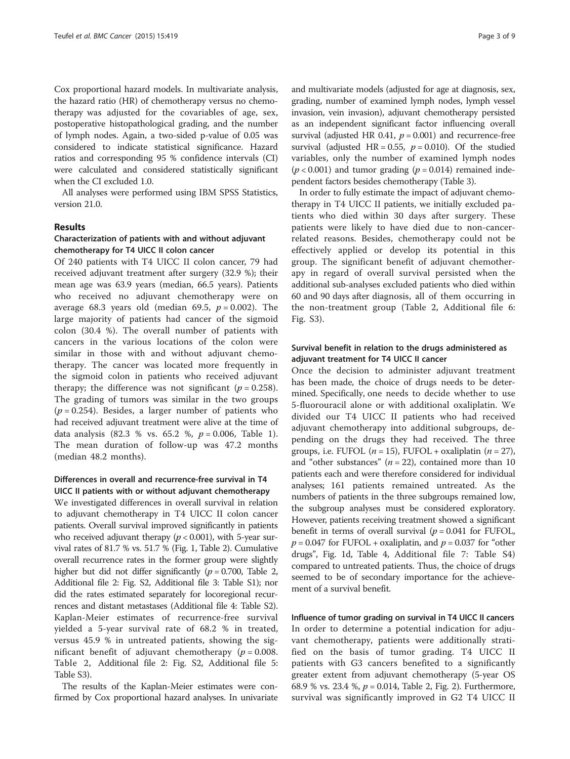Cox proportional hazard models. In multivariate analysis, the hazard ratio (HR) of chemotherapy versus no chemotherapy was adjusted for the covariables of age, sex, postoperative histopathological grading, and the number of lymph nodes. Again, a two-sided p-value of 0.05 was considered to indicate statistical significance. Hazard ratios and corresponding 95 % confidence intervals (CI) were calculated and considered statistically significant when the CI excluded 1.0.

All analyses were performed using IBM SPSS Statistics, version 21.0.

## Results

### Characterization of patients with and without adjuvant chemotherapy for T4 UICC II colon cancer

Of 240 patients with T4 UICC II colon cancer, 79 had received adjuvant treatment after surgery (32.9 %); their mean age was 63.9 years (median, 66.5 years). Patients who received no adjuvant chemotherapy were on average 68.3 years old (median 69.5, $p = 0.002$). The large majority of patients had cancer of the sigmoid colon (30.4 %). The overall number of patients with cancers in the various locations of the colon were similar in those with and without adjuvant chemotherapy. The cancer was located more frequently in the sigmoid colon in patients who received adjuvant therapy; the difference was not significant ($p = 0.258$). The grading of tumors was similar in the two groups ($p = 0.254$). Besides, a larger number of patients who had received adjuvant treatment were alive at the time of data analysis (82.3 % vs. 65.2 %, $p = 0.006$, Table 1). The mean duration of follow-up was 47.2 months (median 48.2 months).

### Differences in overall and recurrence-free survival in T4 UICC II patients with or without adjuvant chemotherapy

We investigated differences in overall survival in relation to adjuvant chemotherapy in T4 UICC II colon cancer patients. Overall survival improved significantly in patients who received adjuvant therapy ($p < 0.001$), with 5-year survival rates of 81.7 % vs. 51.7 % (Fig. 1, Table 2). Cumulative overall recurrence rates in the former group were slightly higher but did not differ significantly ($p = 0.700$, Table 2, Additional file 2: Fig. S2, Additional file 3: Table S1); nor did the rates estimated separately for locoregional recurrences and distant metastases (Additional file 4: Table S2). Kaplan-Meier estimates of recurrence-free survival yielded a 5-year survival rate of 68.2 % in treated, versus 45.9 % in untreated patients, showing the significant benefit of adjuvant chemotherapy ($p = 0.008$. Table 2, Additional file 2: Fig. S2, Additional file 5: Table S3).

The results of the Kaplan-Meier estimates were confirmed by Cox proportional hazard analyses. In univariate and multivariate models (adjusted for age at diagnosis, sex, grading, number of examined lymph nodes, lymph vessel invasion, vein invasion), adjuvant chemotherapy persisted as an independent significant factor influencing overall survival (adjusted HR 0.41, $p = 0.001$) and recurrence-free survival (adjusted HR = 0.55, $p = 0.010$). Of the studied variables, only the number of examined lymph nodes ($p < 0.001$) and tumor grading ($p = 0.014$) remained independent factors besides chemotherapy (Table 3).

In order to fully estimate the impact of adjuvant chemotherapy in T4 UICC II patients, we initially excluded patients who died within 30 days after surgery. These patients were likely to have died due to non-cancer-related reasons. Besides, chemotherapy could not be effectively applied or develop its potential in this group. The significant benefit of adjuvant chemotherapy in regard of overall survival persisted when the additional sub-analyses excluded patients who died within 60 and 90 days after diagnosis, all of them occurring in the non-treatment group (Table 2, Additional file 6: Fig. S3).

### Survival benefit in relation to the drugs administered as adjuvant treatment for T4 UICC II cancer

Once the decision to administer adjuvant treatment has been made, the choice of drugs needs to be determined. Specifically, one needs to decide whether to use 5-fluorouracil alone or with additional oxaliplatin. We divided our T4 UICC II patients who had received adjuvant chemotherapy into additional subgroups, depending on the drugs they had received. The three groups, i.e. FUFOL ($n = 15$), FUFOL + oxaliplatin ($n = 27$), and "other substances" ($n = 22$), contained more than 10 patients each and were therefore considered for individual analyses; 161 patients remained untreated. As the numbers of patients in the three subgroups remained low, the subgroup analyses must be considered exploratory. However, patients receiving treatment showed a significant benefit in terms of overall survival ($p = 0.041$ for FUFOL, $p = 0.047$ for FUFOL + oxaliplatin, and $p = 0.037$ for "other drugs", Fig. 1d, Table 4, Additional file 7: Table S4) compared to untreated patients. Thus, the choice of drugs seemed to be of secondary importance for the achievement of a survival benefit.

### Influence of tumor grading on survival in T4 UICC II cancers

In order to determine a potential indication for adjuvant chemotherapy, patients were additionally stratified on the basis of tumor grading. T4 UICC II patients with G3 cancers benefited to a significantly greater extent from adjuvant chemotherapy (5-year OS 68.9 % vs. 23.4 %, $p = 0.014$, Table 2, Fig. 2). Furthermore, survival was significantly improved in G2 T4 UICC II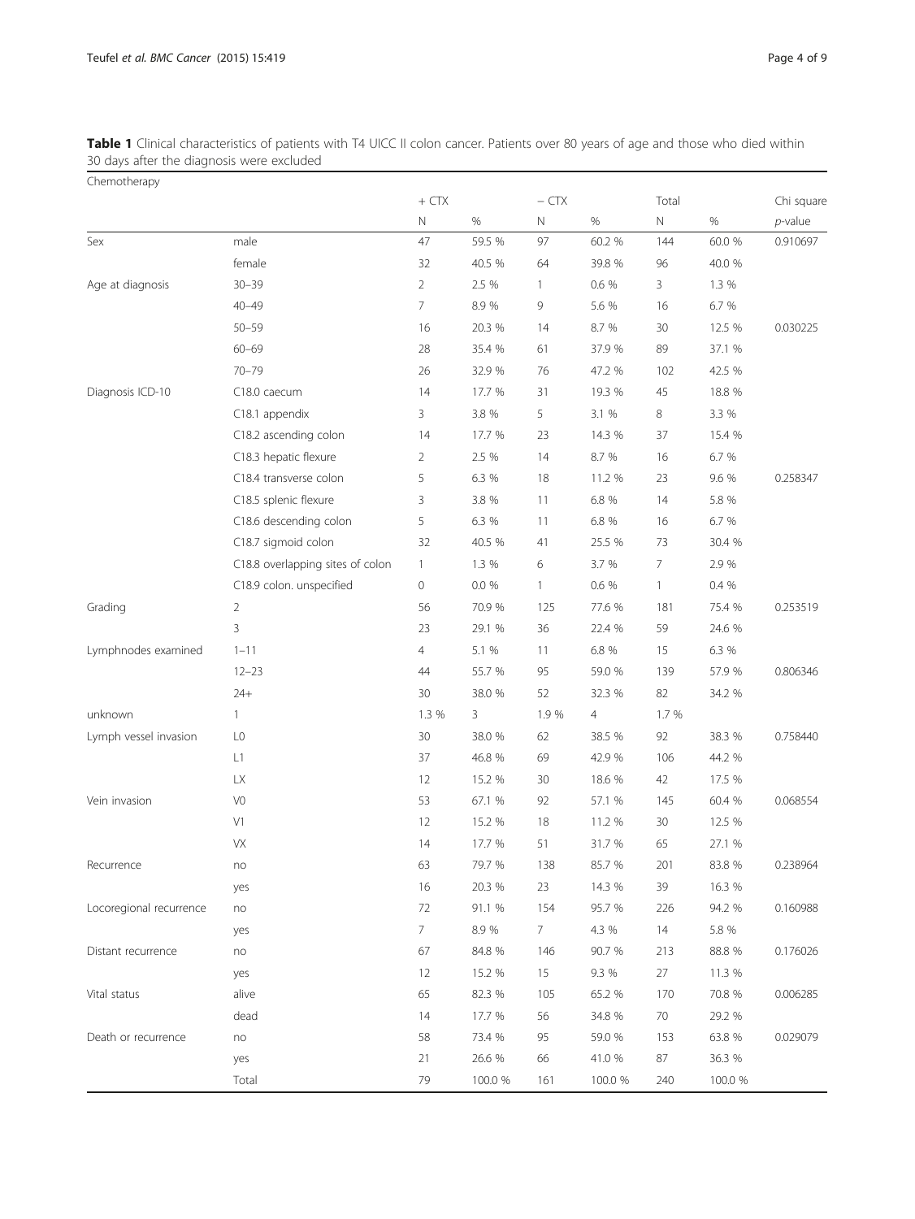**Table 1** Clinical characteristics of patients with T4 UICC II colon cancer. Patients over 80 years of age and those who died within 30 days after the diagnosis were excluded

| Chemotherapy | | + CTX | | − CTX | | Total | | Chi square |
|---|---|---|---|---|---|---|---|---|
| | | N | % | N | % | N | % | *p*-value |
| Sex | male | 47 | 59.5 % | 97 | 60.2 % | 144 | 60.0 % | 0.910697 |
| | female | 32 | 40.5 % | 64 | 39.8 % | 96 | 40.0 % | |
| Age at diagnosis | 30–39 | 2 | 2.5 % | 1 | 0.6 % | 3 | 1.3 % | |
| | 40–49 | 7 | 8.9 % | 9 | 5.6 % | 16 | 6.7 % | |
| | 50–59 | 16 | 20.3 % | 14 | 8.7 % | 30 | 12.5 % | 0.030225 |
| | 60–69 | 28 | 35.4 % | 61 | 37.9 % | 89 | 37.1 % | |
| | 70–79 | 26 | 32.9 % | 76 | 47.2 % | 102 | 42.5 % | |
| Diagnosis ICD-10 | C18.0 caecum | 14 | 17.7 % | 31 | 19.3 % | 45 | 18.8 % | |
| | C18.1 appendix | 3 | 3.8 % | 5 | 3.1 % | 8 | 3.3 % | |
| | C18.2 ascending colon | 14 | 17.7 % | 23 | 14.3 % | 37 | 15.4 % | |
| | C18.3 hepatic flexure | 2 | 2.5 % | 14 | 8.7 % | 16 | 6.7 % | |
| | C18.4 transverse colon | 5 | 6.3 % | 18 | 11.2 % | 23 | 9.6 % | 0.258347 |
| | C18.5 splenic flexure | 3 | 3.8 % | 11 | 6.8 % | 14 | 5.8 % | |
| | C18.6 descending colon | 5 | 6.3 % | 11 | 6.8 % | 16 | 6.7 % | |
| | C18.7 sigmoid colon | 32 | 40.5 % | 41 | 25.5 % | 73 | 30.4 % | |
| | C18.8 overlapping sites of colon | 1 | 1.3 % | 6 | 3.7 % | 7 | 2.9 % | |
| | C18.9 colon. unspecified | 0 | 0.0 % | 1 | 0.6 % | 1 | 0.4 % | |
| Grading | 2 | 56 | 70.9 % | 125 | 77.6 % | 181 | 75.4 % | 0.253519 |
| | 3 | 23 | 29.1 % | 36 | 22.4 % | 59 | 24.6 % | |
| Lymphnodes examined | 1–11 | 4 | 5.1 % | 11 | 6.8 % | 15 | 6.3 % | |
| | 12–23 | 44 | 55.7 % | 95 | 59.0 % | 139 | 57.9 % | 0.806346 |
| | 24+ | 30 | 38.0 % | 52 | 32.3 % | 82 | 34.2 % | |
| unknown | 1 | 1.3 % | 3 | 1.9 % | 4 | 1.7 % | | |
| Lymph vessel invasion | L0 | 30 | 38.0 % | 62 | 38.5 % | 92 | 38.3 % | 0.758440 |
| | L1 | 37 | 46.8 % | 69 | 42.9 % | 106 | 44.2 % | |
| | LX | 12 | 15.2 % | 30 | 18.6 % | 42 | 17.5 % | |
| Vein invasion | V0 | 53 | 67.1 % | 92 | 57.1 % | 145 | 60.4 % | 0.068554 |
| | V1 | 12 | 15.2 % | 18 | 11.2 % | 30 | 12.5 % | |
| | VX | 14 | 17.7 % | 51 | 31.7 % | 65 | 27.1 % | |
| Recurrence | no | 63 | 79.7 % | 138 | 85.7 % | 201 | 83.8 % | 0.238964 |
| | yes | 16 | 20.3 % | 23 | 14.3 % | 39 | 16.3 % | |
| Locoregional recurrence | no | 72 | 91.1 % | 154 | 95.7 % | 226 | 94.2 % | 0.160988 |
| | yes | 7 | 8.9 % | 7 | 4.3 % | 14 | 5.8 % | |
| Distant recurrence | no | 67 | 84.8 % | 146 | 90.7 % | 213 | 88.8 % | 0.176026 |
| | yes | 12 | 15.2 % | 15 | 9.3 % | 27 | 11.3 % | |
| Vital status | alive | 65 | 82.3 % | 105 | 65.2 % | 170 | 70.8 % | 0.006285 |
| | dead | 14 | 17.7 % | 56 | 34.8 % | 70 | 29.2 % | |
| Death or recurrence | no | 58 | 73.4 % | 95 | 59.0 % | 153 | 63.8 % | 0.029079 |
| | yes | 21 | 26.6 % | 66 | 41.0 % | 87 | 36.3 % | |
| | Total | 79 | 100.0 % | 161 | 100.0 % | 240 | 100.0 % | |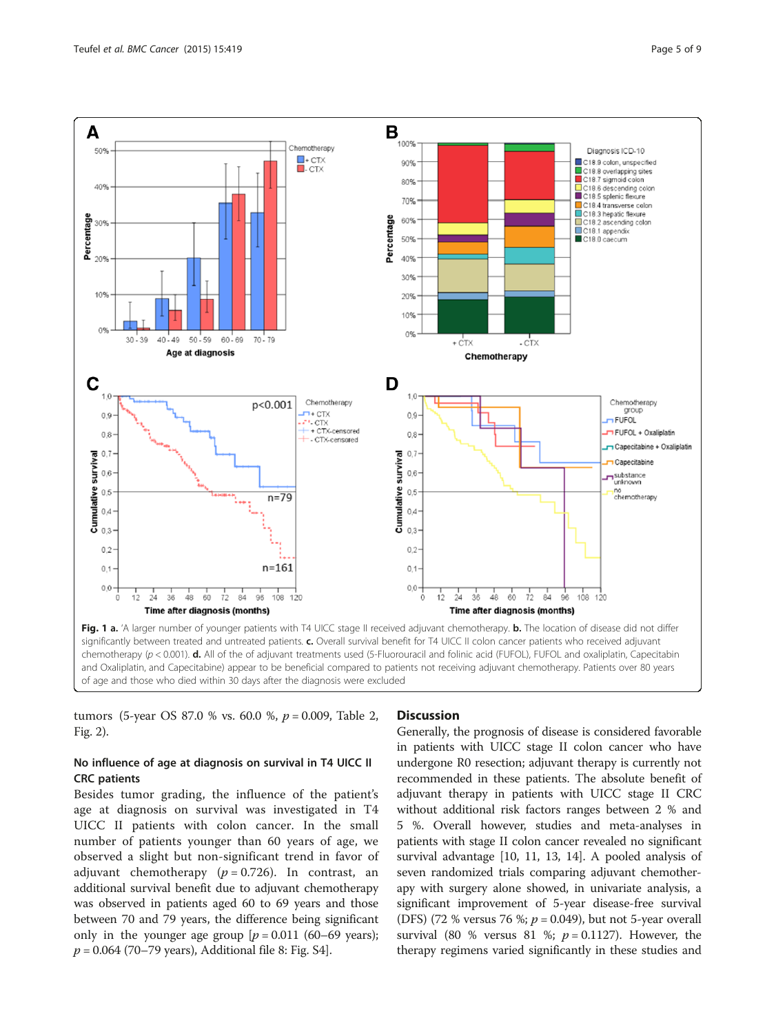**Fig. 1 a.** 'A larger number of younger patients with T4 UICC stage II received adjuvant chemotherapy. **b.** The location of disease did not differ significantly between treated and untreated patients. **c.** Overall survival benefit for T4 UICC II colon cancer patients who received adjuvant chemotherapy ($p < 0.001$). **d.** All of the of adjuvant treatments used (5-Fluorouracil and folinic acid (FUFOL), FUFOL and oxaliplatin, Capecitabin and Oxaliplatin, and Capecitabine) appear to be beneficial compared to patients not receiving adjuvant chemotherapy. Patients over 80 years of age and those who died within 30 days after the diagnosis were excluded

tumors (5-year OS 87.0 % vs. 60.0 %, $p = 0.009$, Table 2, Fig. 2).

### No influence of age at diagnosis on survival in T4 UICC II CRC patients

Besides tumor grading, the influence of the patient's age at diagnosis on survival was investigated in T4 UICC II patients with colon cancer. In the small number of patients younger than 60 years of age, we observed a slight but non-significant trend in favor of adjuvant chemotherapy ($p = 0.726$). In contrast, an additional survival benefit due to adjuvant chemotherapy was observed in patients aged 60 to 69 years and those between 70 and 79 years, the difference being significant only in the younger age group [$p = 0.011$ (60–69 years); $p = 0.064$ (70–79 years), Additional file 8: Fig. S4].

## Discussion

Generally, the prognosis of disease is considered favorable in patients with UICC stage II colon cancer who have undergone R0 resection; adjuvant therapy is currently not recommended in these patients. The absolute benefit of adjuvant therapy in patients with UICC stage II CRC without additional risk factors ranges between 2 % and 5 %. Overall however, studies and meta-analyses in patients with stage II colon cancer revealed no significant survival advantage [10, 11, 13, 14]. A pooled analysis of seven randomized trials comparing adjuvant chemotherapy with surgery alone showed, in univariate analysis, a significant improvement of 5-year disease-free survival (DFS) (72 % versus 76 %; $p = 0.049$), but not 5-year overall survival (80 % versus 81 %; $p = 0.1127$). However, the therapy regimens varied significantly in these studies and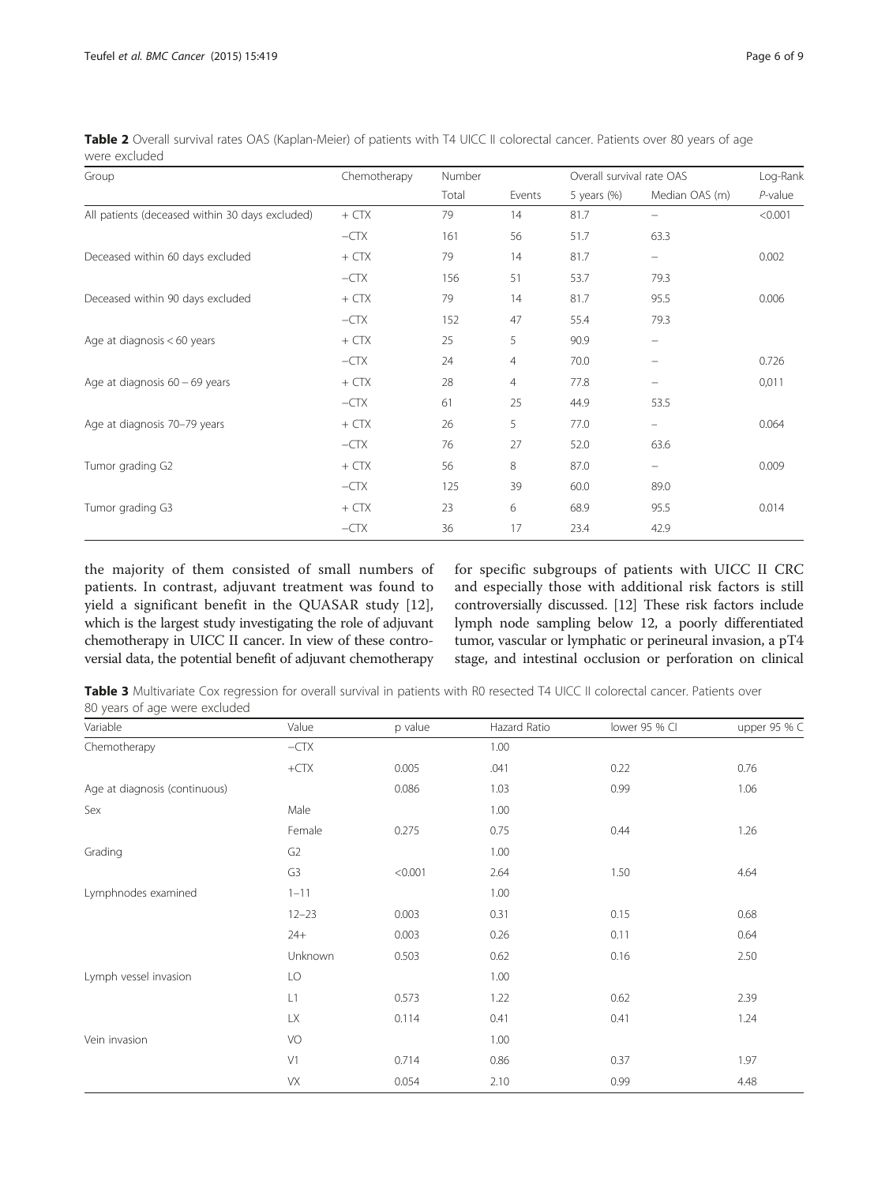**Table 2** Overall survival rates OAS (Kaplan-Meier) of patients with T4 UICC II colorectal cancer. Patients over 80 years of age were excluded

| Group | Chemotherapy | Number | | Overall survival rate OAS | | Log-Rank |
|---|---|---|---|---|---|---|
| | | Total | Events | 5 years (%) | Median OAS (m) | *P*-value |
| All patients (deceased within 30 days excluded) | + CTX | 79 | 14 | 81.7 | – | <0.001 |
| | −CTX | 161 | 56 | 51.7 | 63.3 | |
| Deceased within 60 days excluded | + CTX | 79 | 14 | 81.7 | – | 0.002 |
| | −CTX | 156 | 51 | 53.7 | 79.3 | |
| Deceased within 90 days excluded | + CTX | 79 | 14 | 81.7 | 95.5 | 0.006 |
| | −CTX | 152 | 47 | 55.4 | 79.3 | |
| Age at diagnosis < 60 years | + CTX | 25 | 5 | 90.9 | – | |
| | −CTX | 24 | 4 | 70.0 | – | 0.726 |
| Age at diagnosis 60 – 69 years | + CTX | 28 | 4 | 77.8 | – | 0,011 |
| | −CTX | 61 | 25 | 44.9 | 53.5 | |
| Age at diagnosis 70–79 years | + CTX | 26 | 5 | 77.0 | – | 0.064 |
| | −CTX | 76 | 27 | 52.0 | 63.6 | |
| Tumor grading G2 | + CTX | 56 | 8 | 87.0 | – | 0.009 |
| | −CTX | 125 | 39 | 60.0 | 89.0 | |
| Tumor grading G3 | + CTX | 23 | 6 | 68.9 | 95.5 | 0.014 |
| | −CTX | 36 | 17 | 23.4 | 42.9 | |

the majority of them consisted of small numbers of patients. In contrast, adjuvant treatment was found to yield a significant benefit in the QUASAR study [12], which is the largest study investigating the role of adjuvant chemotherapy in UICC II cancer. In view of these controversial data, the potential benefit of adjuvant chemotherapy for specific subgroups of patients with UICC II CRC and especially those with additional risk factors is still controversially discussed. [12] These risk factors include lymph node sampling below 12, a poorly differentiated tumor, vascular or lymphatic or perineural invasion, a pT4 stage, and intestinal occlusion or perforation on clinical

**Table 3** Multivariate Cox regression for overall survival in patients with R0 resected T4 UICC II colorectal cancer. Patients over 80 years of age were excluded

| Variable | Value | p value | Hazard Ratio | lower 95 % CI | upper 95 % C |
|---|---|---|---|---|---|
| Chemotherapy | −CTX | | 1.00 | | |
| | +CTX | 0.005 | .041 | 0.22 | 0.76 |
| Age at diagnosis (continuous) | | 0.086 | 1.03 | 0.99 | 1.06 |
| Sex | Male | | 1.00 | | |
| | Female | 0.275 | 0.75 | 0.44 | 1.26 |
| Grading | G2 | | 1.00 | | |
| | G3 | <0.001 | 2.64 | 1.50 | 4.64 |
| Lymphnodes examined | 1–11 | | 1.00 | | |
| | 12–23 | 0.003 | 0.31 | 0.15 | 0.68 |
| | 24+ | 0.003 | 0.26 | 0.11 | 0.64 |
| | Unknown | 0.503 | 0.62 | 0.16 | 2.50 |
| Lymph vessel invasion | LO | | 1.00 | | |
| | L1 | 0.573 | 1.22 | 0.62 | 2.39 |
| | LX | 0.114 | 0.41 | 0.41 | 1.24 |
| Vein invasion | VO | | 1.00 | | |
| | V1 | 0.714 | 0.86 | 0.37 | 1.97 |
| | VX | 0.054 | 2.10 | 0.99 | 4.48 |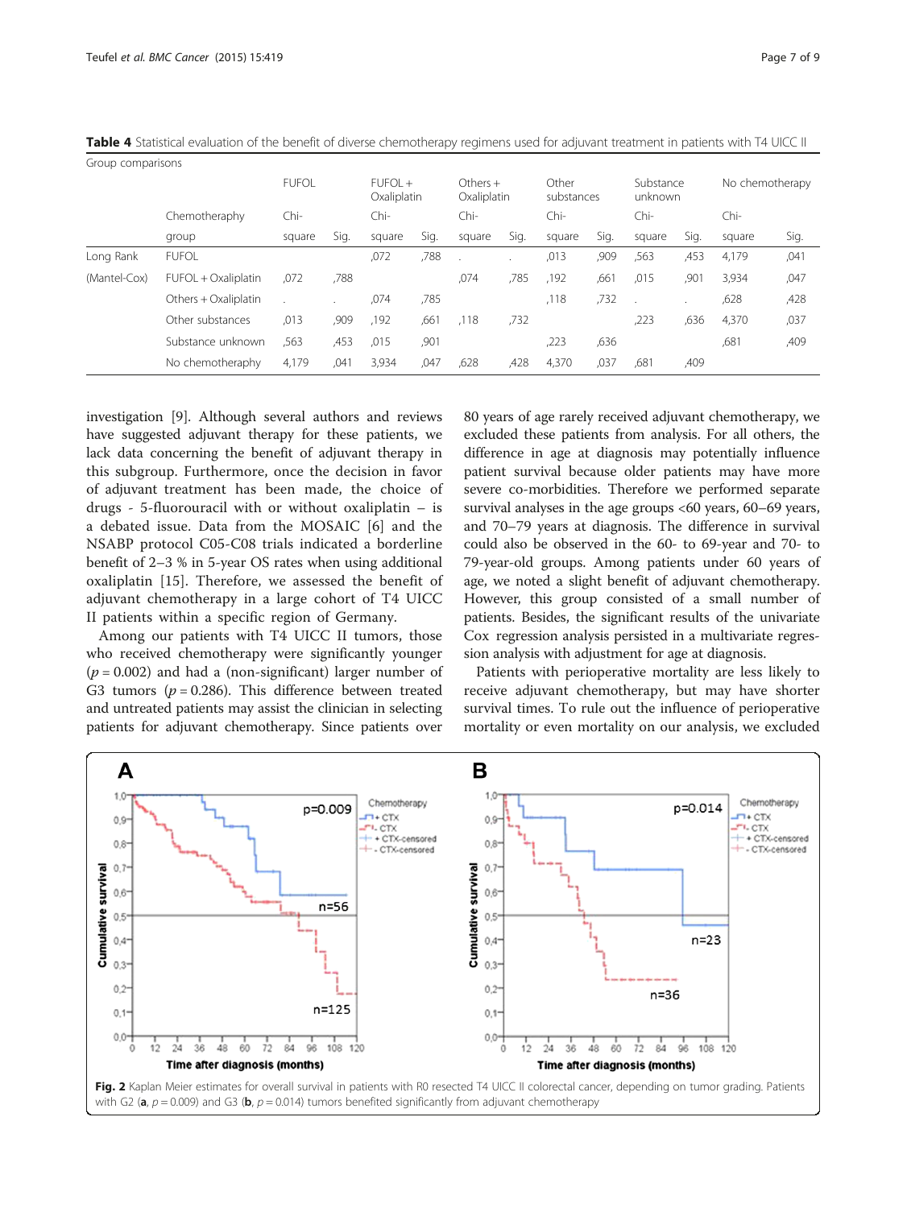**Table 4** Statistical evaluation of the benefit of diverse chemotherapy regimens used for adjuvant treatment in patients with T4 UICC II

Group comparisons

| | Chemotheraphy group | FUFOL Chi-square | FUFOL Sig. | FUFOL + Oxaliplatin Chi-square | FUFOL + Oxaliplatin Sig. | Others + Oxaliplatin Chi-square | Others + Oxaliplatin Sig. | Other substances Chi-square | Other substances Sig. | Substance unknown Chi-square | Substance unknown Sig. | No chemotheraphy Chi-square | No chemotheraphy Sig. |
|---|---|---|---|---|---|---|---|---|---|---|---|---|---|
| Long Rank | FUFOL | | | ,072 | ,788 | . | . | ,013 | ,909 | ,563 | ,453 | 4,179 | ,041 |
| (Mantel-Cox) | FUFOL + Oxaliplatin | ,072 | ,788 | | | ,074 | ,785 | ,192 | ,661 | ,015 | ,901 | 3,934 | ,047 |
| | Others + Oxaliplatin | . | . | ,074 | ,785 | | | ,118 | ,732 | . | . | ,628 | ,428 |
| | Other substances | ,013 | ,909 | ,192 | ,661 | ,118 | ,732 | | | ,223 | ,636 | 4,370 | ,037 |
| | Substance unknown | ,563 | ,453 | ,015 | ,901 | | | ,223 | ,636 | | | ,681 | ,409 |
| | No chemotheraphy | 4,179 | ,041 | 3,934 | ,047 | ,628 | ,428 | 4,370 | ,037 | ,681 | ,409 | | |

investigation [9]. Although several authors and reviews have suggested adjuvant therapy for these patients, we lack data concerning the benefit of adjuvant therapy in this subgroup. Furthermore, once the decision in favor of adjuvant treatment has been made, the choice of drugs - 5-fluorouracil with or without oxaliplatin – is a debated issue. Data from the MOSAIC [6] and the NSABP protocol C05-C08 trials indicated a borderline benefit of 2–3 % in 5-year OS rates when using additional oxaliplatin [15]. Therefore, we assessed the benefit of adjuvant chemotherapy in a large cohort of T4 UICC II patients within a specific region of Germany.

Among our patients with T4 UICC II tumors, those who received chemotherapy were significantly younger ($p = 0.002$) and had a (non-significant) larger number of G3 tumors ($p = 0.286$). This difference between treated and untreated patients may assist the clinician in selecting patients for adjuvant chemotherapy. Since patients over 80 years of age rarely received adjuvant chemotherapy, we excluded these patients from analysis. For all others, the difference in age at diagnosis may potentially influence patient survival because older patients may have more severe co-morbidities. Therefore we performed separate survival analyses in the age groups <60 years, 60–69 years, and 70–79 years at diagnosis. The difference in survival could also be observed in the 60- to 69-year and 70- to 79-year-old groups. Among patients under 60 years of age, we noted a slight benefit of adjuvant chemotherapy. However, this group consisted of a small number of patients. Besides, the significant results of the univariate Cox regression analysis persisted in a multivariate regression analysis with adjustment for age at diagnosis.

Patients with perioperative mortality are less likely to receive adjuvant chemotherapy, but may have shorter survival times. To rule out the influence of perioperative mortality or even mortality on our analysis, we excluded

**Fig. 2** Kaplan Meier estimates for overall survival in patients with R0 resected T4 UICC II colorectal cancer, depending on tumor grading. Patients with G2 (**a**, $p = 0.009$) and G3 (**b**, $p = 0.014$) tumors benefited significantly from adjuvant chemotherapy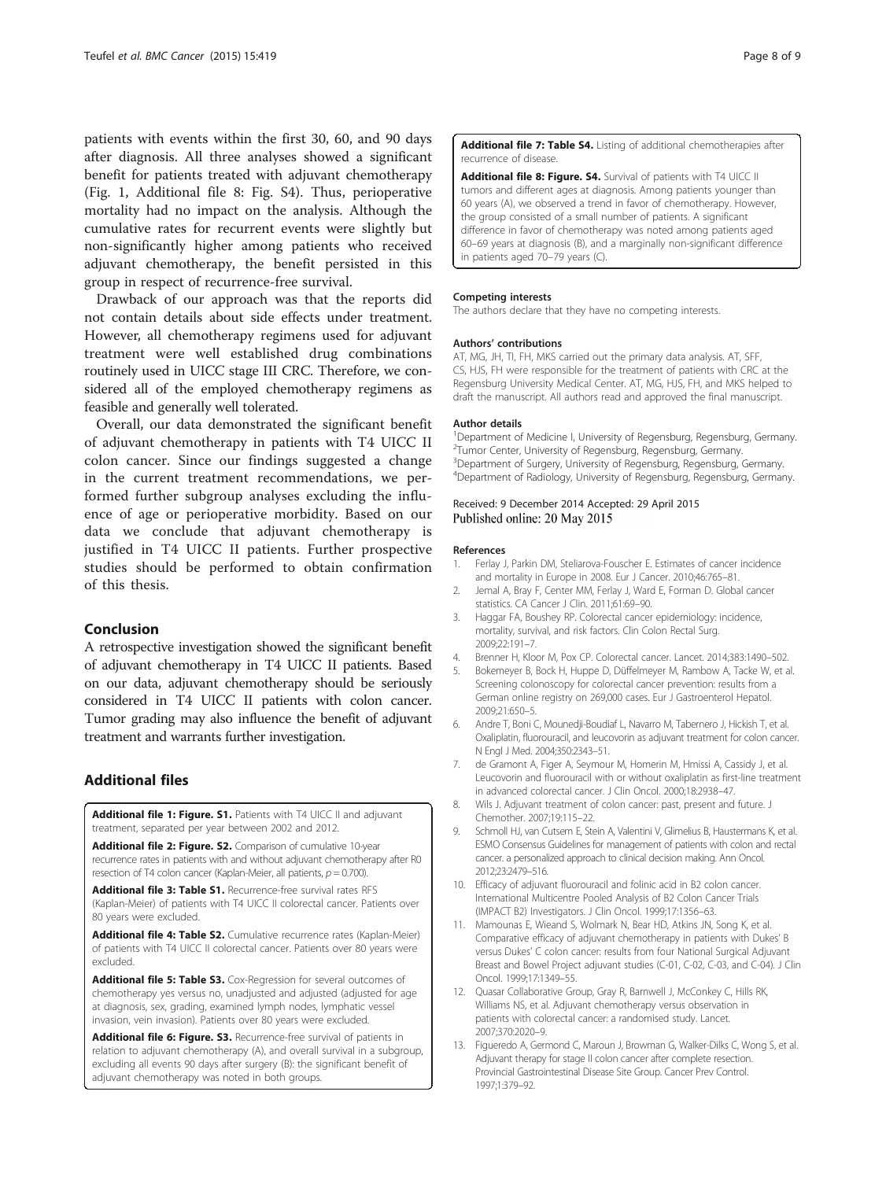patients with events within the first 30, 60, and 90 days after diagnosis. All three analyses showed a significant benefit for patients treated with adjuvant chemotherapy (Fig. 1, Additional file 8: Fig. S4). Thus, perioperative mortality had no impact on the analysis. Although the cumulative rates for recurrent events were slightly but non-significantly higher among patients who received adjuvant chemotherapy, the benefit persisted in this group in respect of recurrence-free survival.

Drawback of our approach was that the reports did not contain details about side effects under treatment. However, all chemotherapy regimens used for adjuvant treatment were well established drug combinations routinely used in UICC stage III CRC. Therefore, we considered all of the employed chemotherapy regimens as feasible and generally well tolerated.

Overall, our data demonstrated the significant benefit of adjuvant chemotherapy in patients with T4 UICC II colon cancer. Since our findings suggested a change in the current treatment recommendations, we performed further subgroup analyses excluding the influence of age or perioperative morbidity. Based on our data we conclude that adjuvant chemotherapy is justified in T4 UICC II patients. Further prospective studies should be performed to obtain confirmation of this thesis.

## Conclusion

A retrospective investigation showed the significant benefit of adjuvant chemotherapy in T4 UICC II patients. Based on our data, adjuvant chemotherapy should be seriously considered in T4 UICC II patients with colon cancer. Tumor grading may also influence the benefit of adjuvant treatment and warrants further investigation.

## Additional files

**Additional file 1: Figure. S1.** Patients with T4 UICC II and adjuvant treatment, separated per year between 2002 and 2012.

**Additional file 2: Figure. S2.** Comparison of cumulative 10-year recurrence rates in patients with and without adjuvant chemotherapy after R0 resection of T4 colon cancer (Kaplan-Meier, all patients, $p = 0.700$).

**Additional file 3: Table S1.** Recurrence-free survival rates RFS (Kaplan-Meier) of patients with T4 UICC II colorectal cancer. Patients over 80 years were excluded.

**Additional file 4: Table S2.** Cumulative recurrence rates (Kaplan-Meier) of patients with T4 UICC II colorectal cancer. Patients over 80 years were excluded.

**Additional file 5: Table S3.** Cox-Regression for several outcomes of chemotherapy yes versus no, unadjusted and adjusted (adjusted for age at diagnosis, sex, grading, examined lymph nodes, lymphatic vessel invasion, vein invasion). Patients over 80 years were excluded.

**Additional file 6: Figure. S3.** Recurrence-free survival of patients in relation to adjuvant chemotherapy (A), and overall survival in a subgroup, excluding all events 90 days after surgery (B): the significant benefit of adjuvant chemotherapy was noted in both groups.

**Additional file 7: Table S4.** Listing of additional chemotherapies after recurrence of disease.

**Additional file 8: Figure. S4.** Survival of patients with T4 UICC II tumors and different ages at diagnosis. Among patients younger than 60 years (A), we observed a trend in favor of chemotherapy. However, the group consisted of a small number of patients. A significant difference in favor of chemotherapy was noted among patients aged 60–69 years at diagnosis (B), and a marginally non-significant difference in patients aged 70–79 years (C).

### Competing interests

The authors declare that they have no competing interests.

### Authors' contributions

AT, MG, JH, TI, FH, MKS carried out the primary data analysis. AT, SFF, CS, HJS, FH were responsible for the treatment of patients with CRC at the Regensburg University Medical Center. AT, MG, HJS, FH, and MKS helped to draft the manuscript. All authors read and approved the final manuscript.

### Author details

[1]Department of Medicine I, University of Regensburg, Regensburg, Germany. [2]Tumor Center, University of Regensburg, Regensburg, Germany. [3]Department of Surgery, University of Regensburg, Regensburg, Germany. [4]Department of Radiology, University of Regensburg, Regensburg, Germany.

Received: 9 December 2014 Accepted: 29 April 2015
Published online: 20 May 2015

### References

1. Ferlay J, Parkin DM, Steliarova-Foucher E. Estimates of cancer incidence and mortality in Europe in 2008. Eur J Cancer. 2010;46:765–81.
2. Jemal A, Bray F, Center MM, Ferlay J, Ward E, Forman D. Global cancer statistics. CA Cancer J Clin. 2011;61:69–90.
3. Haggar FA, Boushey RP. Colorectal cancer epidemiology: incidence, mortality, survival, and risk factors. Clin Colon Rectal Surg. 2009;22:191–7.
4. Brenner H, Kloor M, Pox CP. Colorectal cancer. Lancet. 2014;383:1490–502.
5. Bokemeyer B, Bock H, Huppe D, Düffelmeyer M, Rambow A, Tacke W, et al. Screening colonoscopy for colorectal cancer prevention: results from a German online registry on 269,000 cases. Eur J Gastroenterol Hepatol. 2009;21:650–5.
6. Andre T, Boni C, Mounedji-Boudiaf L, Navarro M, Tabernero J, Hickish T, et al. Oxaliplatin, fluorouracil, and leucovorin as adjuvant treatment for colon cancer. N Engl J Med. 2004;350:2343–51.
7. de Gramont A, Figer A, Seymour M, Homerin M, Hmissi A, Cassidy J, et al. Leucovorin and fluorouracil with or without oxaliplatin as first-line treatment in advanced colorectal cancer. J Clin Oncol. 2000;18:2938–47.
8. Wils J. Adjuvant treatment of colon cancer: past, present and future. J Chemother. 2007;19:115–22.
9. Schmoll HJ, van Cutsem E, Stein A, Valentini V, Glimelius B, Haustermans K, et al. ESMO Consensus Guidelines for management of patients with colon and rectal cancer. a personalized approach to clinical decision making. Ann Oncol. 2012;23:2479–516.
10. Efficacy of adjuvant fluorouracil and folinic acid in B2 colon cancer. International Multicentre Pooled Analysis of B2 Colon Cancer Trials (IMPACT B2) Investigators. J Clin Oncol. 1999;17:1356–63.
11. Mamounas E, Wieand S, Wolmark N, Bear HD, Atkins JN, Song K, et al. Comparative efficacy of adjuvant chemotherapy in patients with Dukes' B versus Dukes' C colon cancer: results from four National Surgical Adjuvant Breast and Bowel Project adjuvant studies (C-01, C-02, C-03, and C-04). J Clin Oncol. 1999;17:1349–55.
12. Quasar Collaborative Group, Gray R, Barnwell J, McConkey C, Hills RK, Williams NS, et al. Adjuvant chemotherapy versus observation in patients with colorectal cancer: a randomised study. Lancet. 2007;370:2020–9.
13. Figueredo A, Germond C, Maroun J, Browman G, Walker-Dilks C, Wong S, et al. Adjuvant therapy for stage II colon cancer after complete resection. Provincial Gastrointestinal Disease Site Group. Cancer Prev Control. 1997;1:379–92.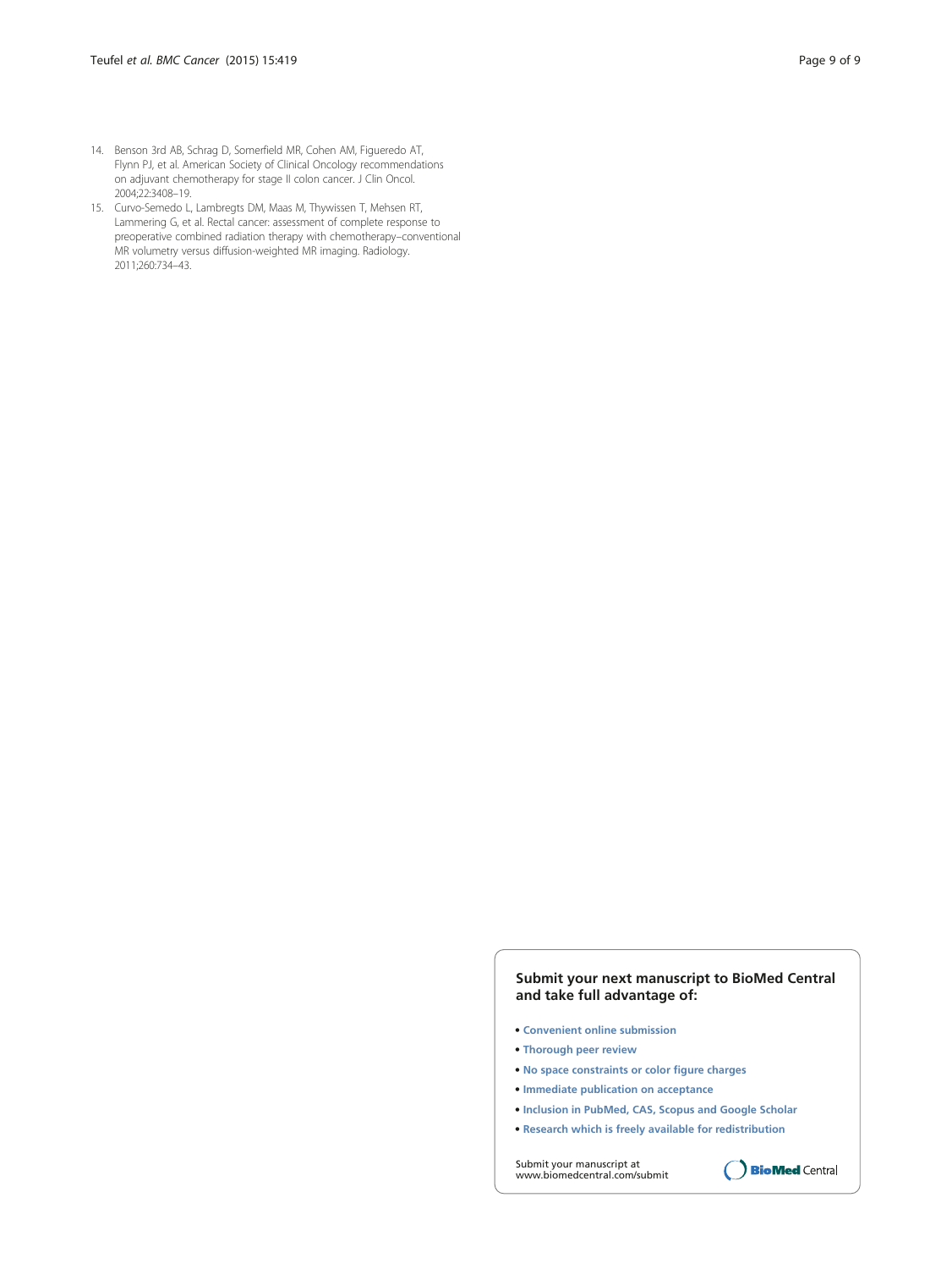14. Benson 3rd AB, Schrag D, Somerfield MR, Cohen AM, Figueredo AT, Flynn PJ, et al. American Society of Clinical Oncology recommendations on adjuvant chemotherapy for stage II colon cancer. J Clin Oncol. 2004;22:3408–19.
15. Curvo-Semedo L, Lambregts DM, Maas M, Thywissen T, Mehsen RT, Lammering G, et al. Rectal cancer: assessment of complete response to preoperative combined radiation therapy with chemotherapy–conventional MR volumetry versus diffusion-weighted MR imaging. Radiology. 2011;260:734–43.

**Submit your next manuscript to BioMed Central and take full advantage of:**

- **Convenient online submission**
- **Thorough peer review**
- **No space constraints or color figure charges**
- **Immediate publication on acceptance**
- **Inclusion in PubMed, CAS, Scopus and Google Scholar**
- **Research which is freely available for redistribution**

Submit your manuscript at
www.biomedcentral.com/submit

BioMed Central